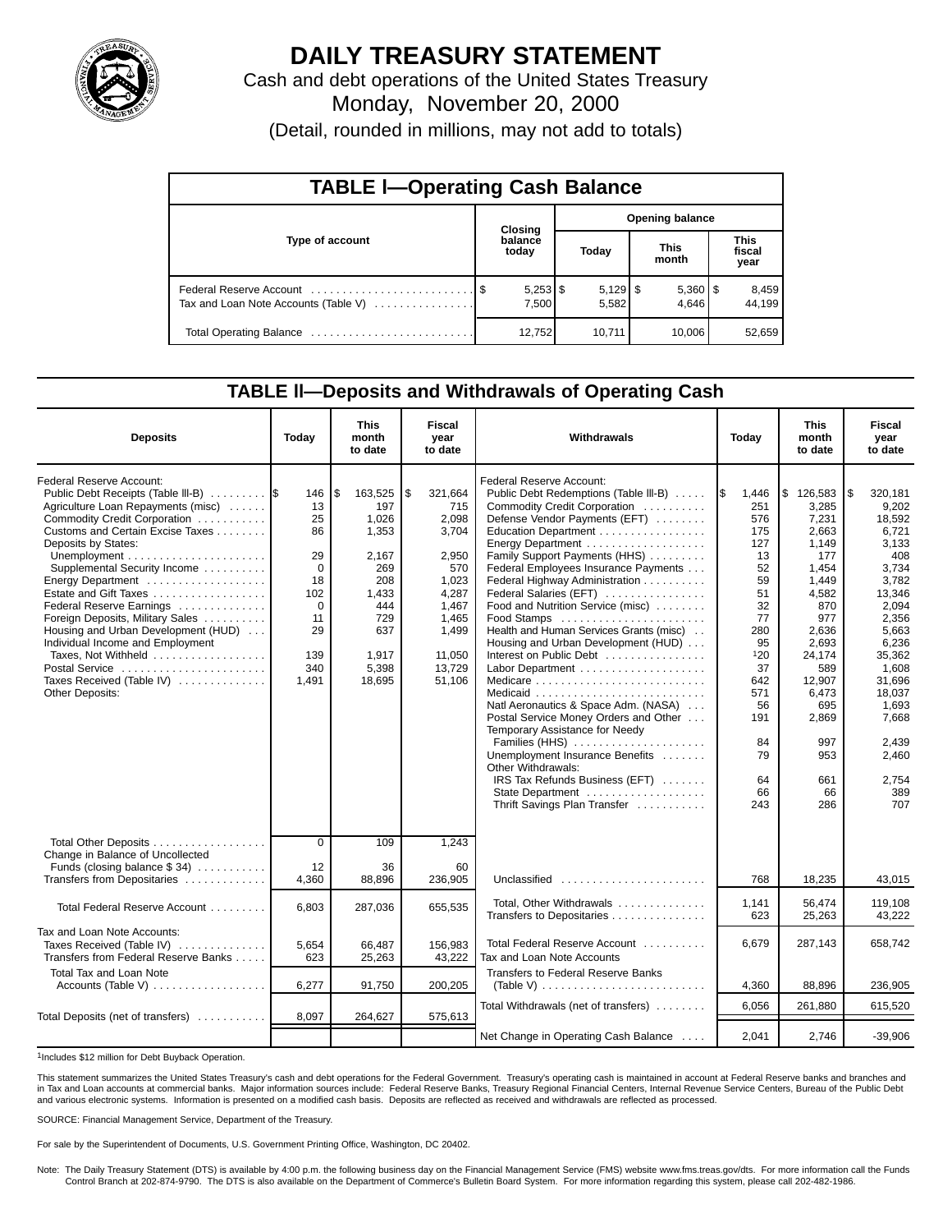# DAILY TREASURY STATEMENT

Cash and debt operations of the United States Treasury

Monday, November 20, 2000

(Detail, rounded in millions, may not add to totals)

## TABLE I—Operating Cash Balance

| Type of account | Closing balance today | Opening balance Today | Opening balance This month | Opening balance This fiscal year |
|---|---|---|---|---|
| Federal Reserve Account | $ 5,253 | $ 5,129 | $ 5,360 | $ 8,459 |
| Tax and Loan Note Accounts (Table V) | 7,500 | 5,582 | 4,646 | 44,199 |
| Total Operating Balance | 12,752 | 10,711 | 10,006 | 52,659 |

## TABLE II—Deposits and Withdrawals of Operating Cash

| Deposits | Today | This month to date | Fiscal year to date |
|---|---|---|---|
| Federal Reserve Account: | | | |
| Public Debt Receipts (Table III-B) | $ 146 | $ 163,525 | $ 321,664 |
| Agriculture Loan Repayments (misc) | 13 | 197 | 715 |
| Commodity Credit Corporation | 25 | 1,026 | 2,098 |
| Customs and Certain Excise Taxes | 86 | 1,353 | 3,704 |
| Deposits by States: | | | |
| Unemployment | 29 | 2,167 | 2,950 |
| Supplemental Security Income | 0 | 269 | 570 |
| Energy Department | 18 | 208 | 1,023 |
| Estate and Gift Taxes | 102 | 1,433 | 4,287 |
| Federal Reserve Earnings | 0 | 444 | 1,467 |
| Foreign Deposits, Military Sales | 11 | 729 | 1,465 |
| Housing and Urban Development (HUD) | 29 | 637 | 1,499 |
| Individual Income and Employment Taxes, Not Withheld | 139 | 1,917 | 11,050 |
| Postal Service | 340 | 5,398 | 13,729 |
| Taxes Received (Table IV) | 1,491 | 18,695 | 51,106 |
| Other Deposits: | | | |
| Total Other Deposits | 0 | 109 | 1,243 |
| Change in Balance of Uncollected Funds (closing balance $ 34) | 12 | 36 | 60 |
| Transfers from Depositaries | 4,360 | 88,896 | 236,905 |
| Total Federal Reserve Account | 6,803 | 287,036 | 655,535 |
| Tax and Loan Note Accounts: | | | |
| Taxes Received (Table IV) | 5,654 | 66,487 | 156,983 |
| Transfers from Federal Reserve Banks | 623 | 25,263 | 43,222 |
| Total Tax and Loan Note Accounts (Table V) | 6,277 | 91,750 | 200,205 |
| Total Deposits (net of transfers) | 8,097 | 264,627 | 575,613 |

| Withdrawals | Today | This month to date | Fiscal year to date |
|---|---|---|---|
| Federal Reserve Account: | | | |
| Public Debt Redemptions (Table III-B) | $ 1,446 | $ 126,583 | $ 320,181 |
| Commodity Credit Corporation | 251 | 3,285 | 9,202 |
| Defense Vendor Payments (EFT) | 576 | 7,231 | 18,592 |
| Education Department | 175 | 2,663 | 6,721 |
| Energy Department | 127 | 1,149 | 3,133 |
| Family Support Payments (HHS) | 13 | 177 | 408 |
| Federal Employees Insurance Payments | 52 | 1,454 | 3,734 |
| Federal Highway Administration | 59 | 1,449 | 3,782 |
| Federal Salaries (EFT) | 51 | 4,582 | 13,346 |
| Food and Nutrition Service (misc) | 32 | 870 | 2,094 |
| Food Stamps | 77 | 977 | 2,356 |
| Health and Human Services Grants (misc) | 280 | 2,636 | 5,663 |
| Housing and Urban Development (HUD) | 95 | 2,693 | 6,236 |
| Interest on Public Debt | [1]20 | 24,174 | 35,362 |
| Labor Department | 37 | 589 | 1,608 |
| Medicare | 642 | 12,907 | 31,696 |
| Medicaid | 571 | 6,473 | 18,037 |
| Natl Aeronautics & Space Adm. (NASA) | 56 | 695 | 1,693 |
| Postal Service Money Orders and Other | 191 | 2,869 | 7,668 |
| Temporary Assistance for Needy Families (HHS) | 84 | 997 | 2,439 |
| Unemployment Insurance Benefits | 79 | 953 | 2,460 |
| Other Withdrawals: | | | |
| IRS Tax Refunds Business (EFT) | 64 | 661 | 2,754 |
| State Department | 66 | 66 | 389 |
| Thrift Savings Plan Transfer | 243 | 286 | 707 |
| Unclassified | 768 | 18,235 | 43,015 |
| Total, Other Withdrawals | 1,141 | 56,474 | 119,108 |
| Transfers to Depositaries | 623 | 25,263 | 43,222 |
| Total Federal Reserve Account | 6,679 | 287,143 | 658,742 |
| Tax and Loan Note Accounts | | | |
| Transfers to Federal Reserve Banks (Table V) | 4,360 | 88,896 | 236,905 |
| Total Withdrawals (net of transfers) | 6,056 | 261,880 | 615,520 |
| Net Change in Operating Cash Balance | 2,041 | 2,746 | -39,906 |

[1]Includes $12 million for Debt Buyback Operation.

This statement summarizes the United States Treasury's cash and debt operations for the Federal Government. Treasury's operating cash is maintained in account at Federal Reserve banks and branches and in Tax and Loan accounts at commercial banks. Major information sources include: Federal Reserve Banks, Treasury Regional Financial Centers, Internal Revenue Service Centers, Bureau of the Public Debt and various electronic systems. Information is presented on a modified cash basis. Deposits are reflected as received and withdrawals are reflected as processed.

SOURCE: Financial Management Service, Department of the Treasury.

For sale by the Superintendent of Documents, U.S. Government Printing Office, Washington, DC 20402.

Note: The Daily Treasury Statement (DTS) is available by 4:00 p.m. the following business day on the Financial Management Service (FMS) website www.fms.treas.gov/dts. For more information call the Funds Control Branch at 202-874-9790. The DTS is also available on the Department of Commerce's Bulletin Board System. For more information regarding this system, please call 202-482-1986.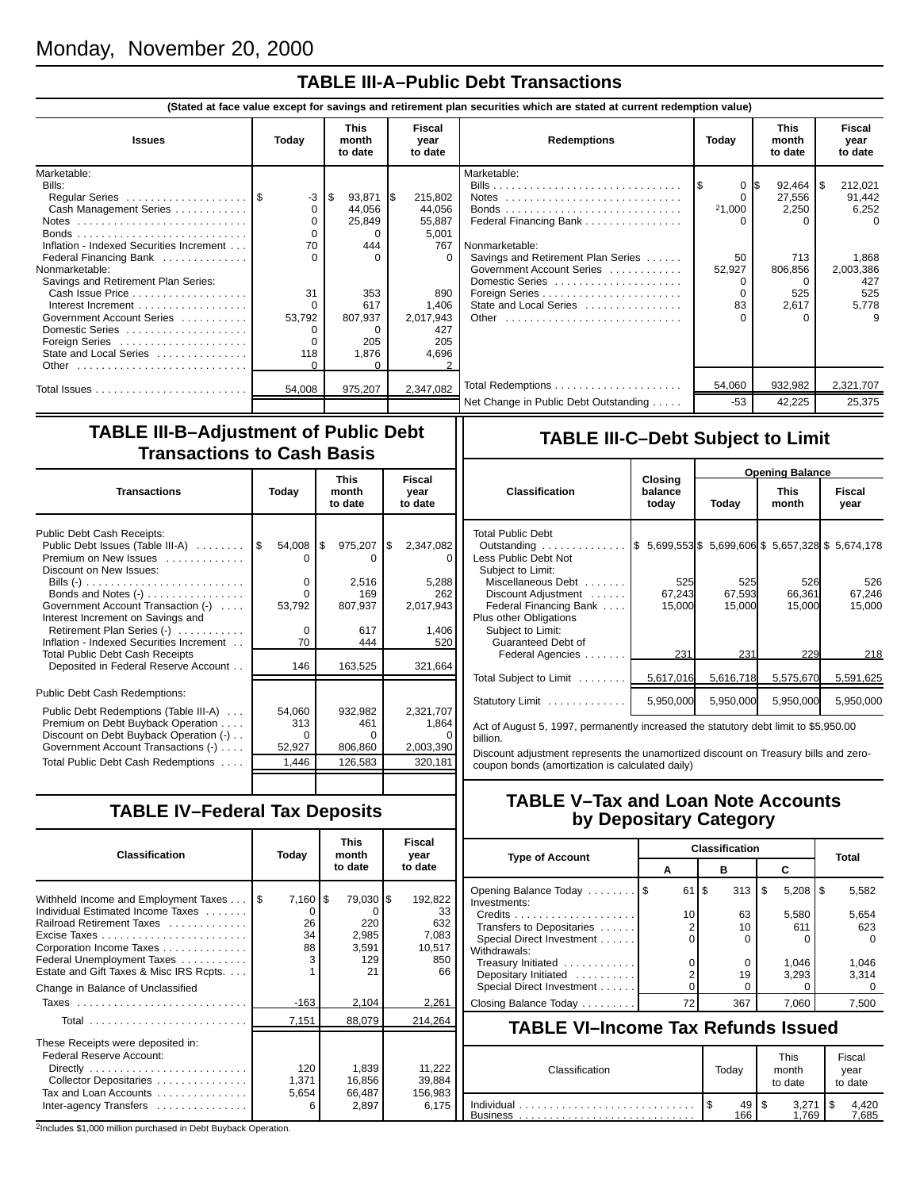Monday, November 20, 2000

## TABLE III-A–Public Debt Transactions

(Stated at face value except for savings and retirement plan securities which are stated at current redemption value)

| Issues | Today | This month to date | Fiscal year to date |
|---|---|---|---|
| Marketable: | | | |
| Bills: | | | |
| Regular Series | $ -3 | $ 93,871 | $ 215,802 |
| Cash Management Series | 0 | 44,056 | 44,056 |
| Notes | 0 | 25,849 | 55,887 |
| Bonds | 0 | 0 | 5,001 |
| Inflation - Indexed Securities Increment | 70 | 444 | 767 |
| Federal Financing Bank | 0 | 0 | 0 |
| Nonmarketable: | | | |
| Savings and Retirement Plan Series: | | | |
| Cash Issue Price | 31 | 353 | 890 |
| Interest Increment | 0 | 617 | 1,406 |
| Government Account Series | 53,792 | 807,937 | 2,017,943 |
| Domestic Series | 0 | 0 | 427 |
| Foreign Series | 0 | 205 | 205 |
| State and Local Series | 118 | 1,876 | 4,696 |
| Other | 0 | 0 | 2 |
| Total Issues | 54,008 | 975,207 | 2,347,082 |

| Redemptions | Today | This month to date | Fiscal year to date |
|---|---|---|---|
| Marketable: | | | |
| Bills | $ 0 | $ 92,464 | $ 212,021 |
| Notes | 0 | 27,556 | 91,442 |
| Bonds | [2]1,000 | 2,250 | 6,252 |
| Federal Financing Bank | 0 | 0 | 0 |
| Nonmarketable: | | | |
| Savings and Retirement Plan Series | 50 | 713 | 1,868 |
| Government Account Series | 52,927 | 806,856 | 2,003,386 |
| Domestic Series | 0 | 0 | 427 |
| Foreign Series | 0 | 525 | 525 |
| State and Local Series | 83 | 2,617 | 5,778 |
| Other | 0 | 0 | 9 |
| Total Redemptions | 54,060 | 932,982 | 2,321,707 |
| Net Change in Public Debt Outstanding | -53 | 42,225 | 25,375 |

## TABLE III-B–Adjustment of Public Debt Transactions to Cash Basis

| Transactions | Today | This month to date | Fiscal year to date |
|---|---|---|---|
| Public Debt Cash Receipts: | | | |
| Public Debt Issues (Table III-A) | $ 54,008 | $ 975,207 | $ 2,347,082 |
| Premium on New Issues | 0 | 0 | 0 |
| Discount on New Issues: | | | |
| Bills (-) | 0 | 2,516 | 5,288 |
| Bonds and Notes (-) | 0 | 169 | 262 |
| Government Account Transaction (-) | 53,792 | 807,937 | 2,017,943 |
| Interest Increment on Savings and Retirement Plan Series (-) | 0 | 617 | 1,406 |
| Inflation - Indexed Securities Increment | 70 | 444 | 520 |
| Total Public Debt Cash Receipts Deposited in Federal Reserve Account | 146 | 163,525 | 321,664 |
| Public Debt Cash Redemptions: | | | |
| Public Debt Redemptions (Table III-A) | 54,060 | 932,982 | 2,321,707 |
| Premium on Debt Buyback Operation | 313 | 461 | 1,864 |
| Discount on Debt Buyback Operation (-) | 0 | 0 | 0 |
| Government Account Transactions (-) | 52,927 | 806,860 | 2,003,390 |
| Total Public Debt Cash Redemptions | 1,446 | 126,583 | 320,181 |

## TABLE III-C–Debt Subject to Limit

| Classification | Closing balance today | Opening Balance | | |
|---|---|---|---|---|
| | | Today | This month | Fiscal year |
| Total Public Debt Outstanding | $ 5,699,553 | $ 5,699,606 | $ 5,657,328 | $ 5,674,178 |
| Less Public Debt Not Subject to Limit: | | | | |
| Miscellaneous Debt | 525 | 525 | 526 | 526 |
| Discount Adjustment | 67,243 | 67,593 | 66,361 | 67,246 |
| Federal Financing Bank | 15,000 | 15,000 | 15,000 | 15,000 |
| Plus other Obligations Subject to Limit: | | | | |
| Guaranteed Debt of Federal Agencies | 231 | 231 | 229 | 218 |
| Total Subject to Limit | 5,617,016 | 5,616,718 | 5,575,670 | 5,591,625 |
| Statutory Limit | 5,950,000 | 5,950,000 | 5,950,000 | 5,950,000 |

Act of August 5, 1997, permanently increased the statutory debt limit to $5,950.00 billion.

Discount adjustment represents the unamortized discount on Treasury bills and zero-coupon bonds (amortization is calculated daily)

## TABLE IV–Federal Tax Deposits

| Classification | Today | This month to date | Fiscal year to date |
|---|---|---|---|
| Withheld Income and Employment Taxes | $ 7,160 | $ 79,030 | $ 192,822 |
| Individual Estimated Income Taxes | 0 | 0 | 33 |
| Railroad Retirement Taxes | 26 | 220 | 632 |
| Excise Taxes | 34 | 2,985 | 7,083 |
| Corporation Income Taxes | 88 | 3,591 | 10,517 |
| Federal Unemployment Taxes | 3 | 129 | 850 |
| Estate and Gift Taxes & Misc IRS Rcpts. | 1 | 21 | 66 |
| Change in Balance of Unclassified Taxes | -163 | 2,104 | 2,261 |
| Total | 7,151 | 88,079 | 214,264 |
| These Receipts were deposited in: | | | |
| Federal Reserve Account: | | | |
| Directly | 120 | 1,839 | 11,222 |
| Collector Depositaries | 1,371 | 16,856 | 39,884 |
| Tax and Loan Accounts | 5,654 | 66,487 | 156,983 |
| Inter-agency Transfers | 6 | 2,897 | 6,175 |

## TABLE V–Tax and Loan Note Accounts by Depositary Category

| Type of Account | Classification | | | Total |
|---|---|---|---|---|
| | A | B | C | |
| Opening Balance Today | $ 61 | $ 313 | $ 5,208 | $ 5,582 |
| Investments: | | | | |
| Credits | 10 | 63 | 5,580 | 5,654 |
| Transfers to Depositaries | 2 | 10 | 611 | 623 |
| Special Direct Investment | 0 | 0 | 0 | 0 |
| Withdrawals: | | | | |
| Treasury Initiated | 0 | 0 | 1,046 | 1,046 |
| Depositary Initiated | 2 | 19 | 3,293 | 3,314 |
| Special Direct Investment | 0 | 0 | 0 | 0 |
| Closing Balance Today | 72 | 367 | 7,060 | 7,500 |

## TABLE VI–Income Tax Refunds Issued

| Classification | Today | This month to date | Fiscal year to date |
|---|---|---|---|
| Individual | $ 49 | $ 3,271 | $ 4,420 |
| Business | 166 | 1,769 | 7,685 |

[2]Includes $1,000 million purchased in Debt Buyback Operation.